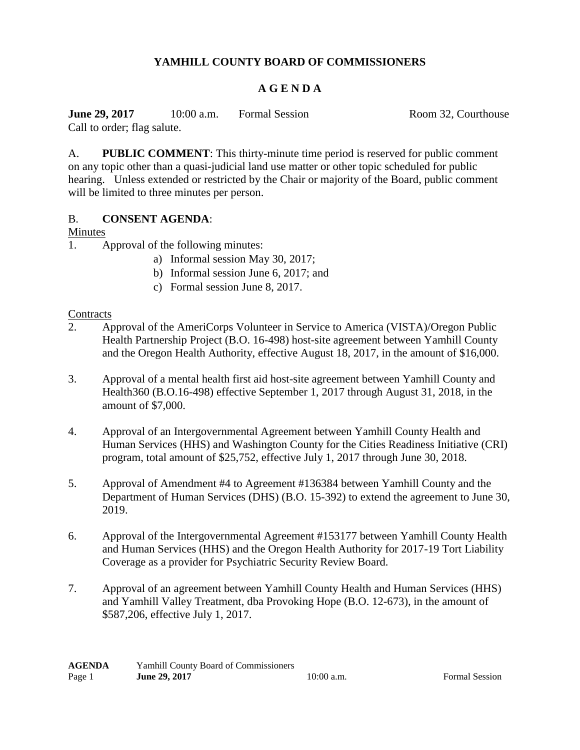# YAMHILL COUNTY BOARD OF COMMISSIONERS

## A G E N D A

**June 29, 2017** 10:00 a.m. Formal Session Room 32, Courthouse

Call to order; flag salute.

A. **PUBLIC COMMENT**: This thirty-minute time period is reserved for public comment on any topic other than a quasi-judicial land use matter or other topic scheduled for public hearing. Unless extended or restricted by the Chair or majority of the Board, public comment will be limited to three minutes per person.

B. **CONSENT AGENDA**:

Minutes

1. Approval of the following minutes:
   a) Informal session May 30, 2017;
   b) Informal session June 6, 2017; and
   c) Formal session June 8, 2017.

Contracts

2. Approval of the AmeriCorps Volunteer in Service to America (VISTA)/Oregon Public Health Partnership Project (B.O. 16-498) host-site agreement between Yamhill County and the Oregon Health Authority, effective August 18, 2017, in the amount of $16,000.

3. Approval of a mental health first aid host-site agreement between Yamhill County and Health360 (B.O.16-498) effective September 1, 2017 through August 31, 2018, in the amount of $7,000.

4. Approval of an Intergovernmental Agreement between Yamhill County Health and Human Services (HHS) and Washington County for the Cities Readiness Initiative (CRI) program, total amount of $25,752, effective July 1, 2017 through June 30, 2018.

5. Approval of Amendment #4 to Agreement #136384 between Yamhill County and the Department of Human Services (DHS) (B.O. 15-392) to extend the agreement to June 30, 2019.

6. Approval of the Intergovernmental Agreement #153177 between Yamhill County Health and Human Services (HHS) and the Oregon Health Authority for 2017-19 Tort Liability Coverage as a provider for Psychiatric Security Review Board.

7. Approval of an agreement between Yamhill County Health and Human Services (HHS) and Yamhill Valley Treatment, dba Provoking Hope (B.O. 12-673), in the amount of $587,206, effective July 1, 2017.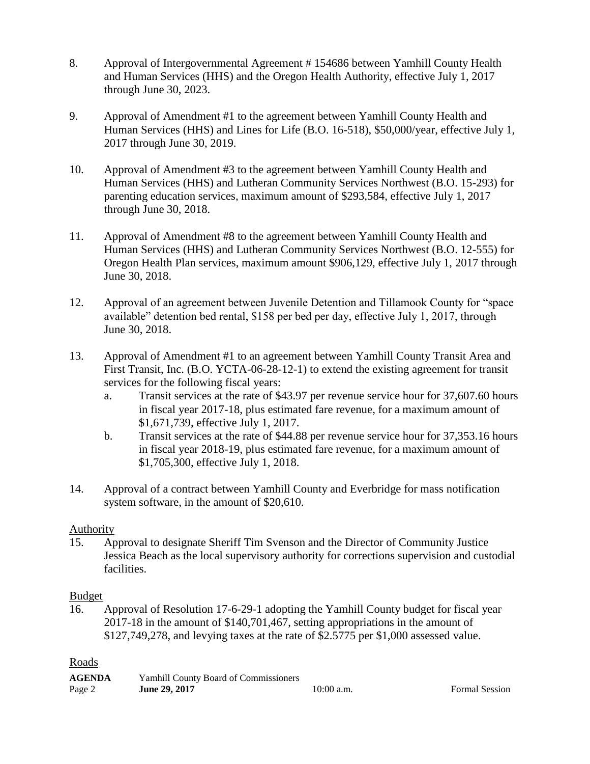8. Approval of Intergovernmental Agreement # 154686 between Yamhill County Health and Human Services (HHS) and the Oregon Health Authority, effective July 1, 2017 through June 30, 2023.

9. Approval of Amendment #1 to the agreement between Yamhill County Health and Human Services (HHS) and Lines for Life (B.O. 16-518), $50,000/year, effective July 1, 2017 through June 30, 2019.

10. Approval of Amendment #3 to the agreement between Yamhill County Health and Human Services (HHS) and Lutheran Community Services Northwest (B.O. 15-293) for parenting education services, maximum amount of $293,584, effective July 1, 2017 through June 30, 2018.

11. Approval of Amendment #8 to the agreement between Yamhill County Health and Human Services (HHS) and Lutheran Community Services Northwest (B.O. 12-555) for Oregon Health Plan services, maximum amount $906,129, effective July 1, 2017 through June 30, 2018.

12. Approval of an agreement between Juvenile Detention and Tillamook County for "space available" detention bed rental, $158 per bed per day, effective July 1, 2017, through June 30, 2018.

13. Approval of Amendment #1 to an agreement between Yamhill County Transit Area and First Transit, Inc. (B.O. YCTA-06-28-12-1) to extend the existing agreement for transit services for the following fiscal years:
    a. Transit services at the rate of $43.97 per revenue service hour for 37,607.60 hours in fiscal year 2017-18, plus estimated fare revenue, for a maximum amount of $1,671,739, effective July 1, 2017.
    b. Transit services at the rate of $44.88 per revenue service hour for 37,353.16 hours in fiscal year 2018-19, plus estimated fare revenue, for a maximum amount of $1,705,300, effective July 1, 2018.

14. Approval of a contract between Yamhill County and Everbridge for mass notification system software, in the amount of $20,610.

Authority

15. Approval to designate Sheriff Tim Svenson and the Director of Community Justice Jessica Beach as the local supervisory authority for corrections supervision and custodial facilities.

Budget

16. Approval of Resolution 17-6-29-1 adopting the Yamhill County budget for fiscal year 2017-18 in the amount of $140,701,467, setting appropriations in the amount of $127,749,278, and levying taxes at the rate of $2.5775 per $1,000 assessed value.

Roads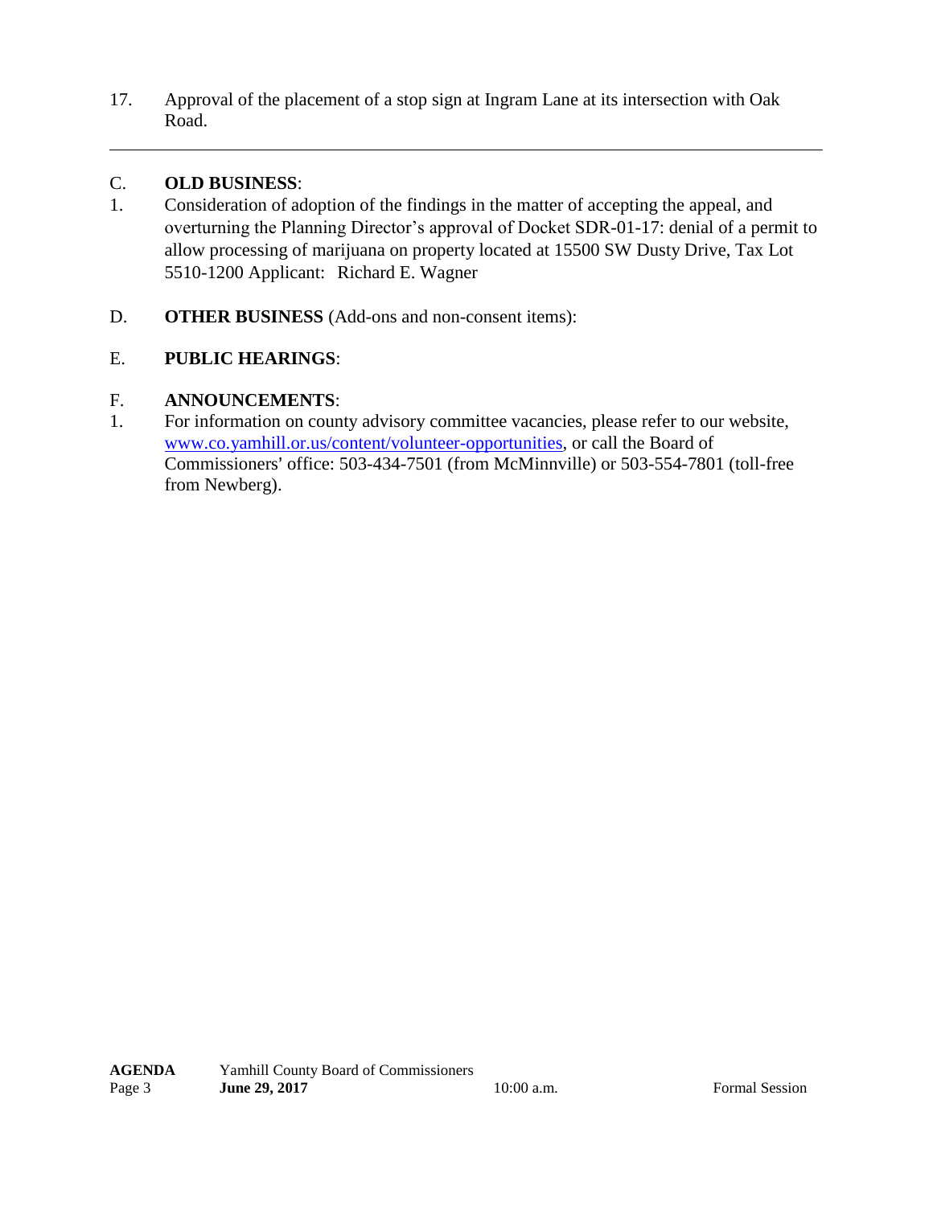17. Approval of the placement of a stop sign at Ingram Lane at its intersection with Oak Road.

---

C. **OLD BUSINESS**:

1. Consideration of adoption of the findings in the matter of accepting the appeal, and overturning the Planning Director's approval of Docket SDR-01-17: denial of a permit to allow processing of marijuana on property located at 15500 SW Dusty Drive, Tax Lot 5510-1200 Applicant: Richard E. Wagner

D. **OTHER BUSINESS** (Add-ons and non-consent items):

E. **PUBLIC HEARINGS**:

F. **ANNOUNCEMENTS**:

1. For information on county advisory committee vacancies, please refer to our website, [www.co.yamhill.or.us/content/volunteer-opportunities](http://www.co.yamhill.or.us/content/volunteer-opportunities), or call the Board of Commissioners' office: 503-434-7501 (from McMinnville) or 503-554-7801 (toll-free from Newberg).